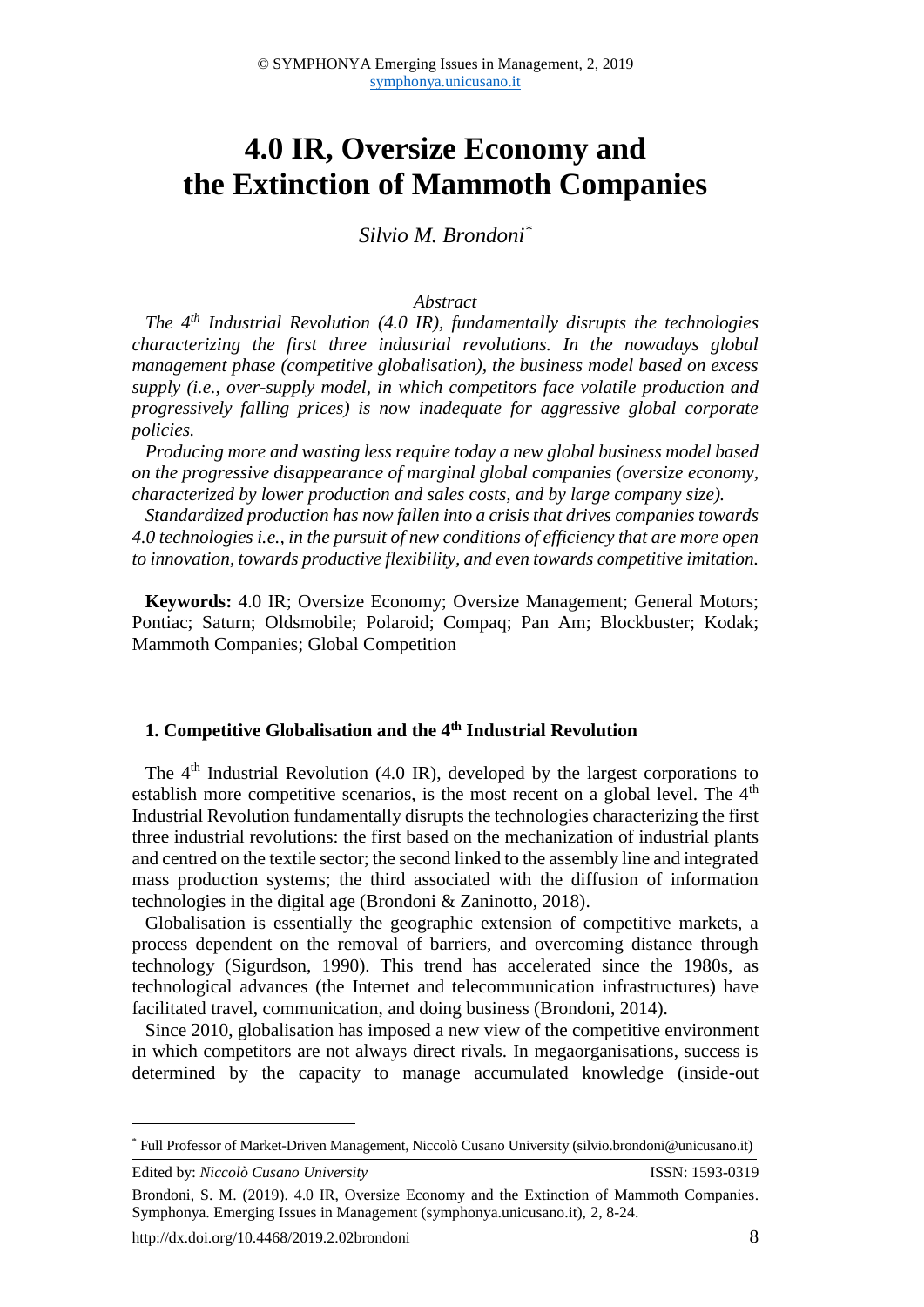# 4.0 IR, Oversize Economy and the Extinction of Mammoth Companies

*Silvio M. Brondoni*[*]

*Abstract*

*The 4th Industrial Revolution (4.0 IR), fundamentally disrupts the technologies characterizing the first three industrial revolutions. In the nowadays global management phase (competitive globalisation), the business model based on excess supply (i.e., over-supply model, in which competitors face volatile production and progressively falling prices) is now inadequate for aggressive global corporate policies.*

*Producing more and wasting less require today a new global business model based on the progressive disappearance of marginal global companies (oversize economy, characterized by lower production and sales costs, and by large company size).*

*Standardized production has now fallen into a crisis that drives companies towards 4.0 technologies i.e., in the pursuit of new conditions of efficiency that are more open to innovation, towards productive flexibility, and even towards competitive imitation.*

**Keywords:** 4.0 IR; Oversize Economy; Oversize Management; General Motors; Pontiac; Saturn; Oldsmobile; Polaroid; Compaq; Pan Am; Blockbuster; Kodak; Mammoth Companies; Global Competition

## 1. Competitive Globalisation and the 4th Industrial Revolution

The 4th Industrial Revolution (4.0 IR), developed by the largest corporations to establish more competitive scenarios, is the most recent on a global level. The 4th Industrial Revolution fundamentally disrupts the technologies characterizing the first three industrial revolutions: the first based on the mechanization of industrial plants and centred on the textile sector; the second linked to the assembly line and integrated mass production systems; the third associated with the diffusion of information technologies in the digital age (Brondoni & Zaninotto, 2018).

Globalisation is essentially the geographic extension of competitive markets, a process dependent on the removal of barriers, and overcoming distance through technology (Sigurdson, 1990). This trend has accelerated since the 1980s, as technological advances (the Internet and telecommunication infrastructures) have facilitated travel, communication, and doing business (Brondoni, 2014).

Since 2010, globalisation has imposed a new view of the competitive environment in which competitors are not always direct rivals. In megaorganisations, success is determined by the capacity to manage accumulated knowledge (inside-out

[*] Full Professor of Market-Driven Management, Niccolò Cusano University (silvio.brondoni@unicusano.it)

Edited by: *Niccolò Cusano University* ISSN: 1593-0319

Brondoni, S. M. (2019). 4.0 IR, Oversize Economy and the Extinction of Mammoth Companies. Symphonya. Emerging Issues in Management (symphonya.unicusano.it), 2, 8-24.

http://dx.doi.org/10.4468/2019.2.02brondoni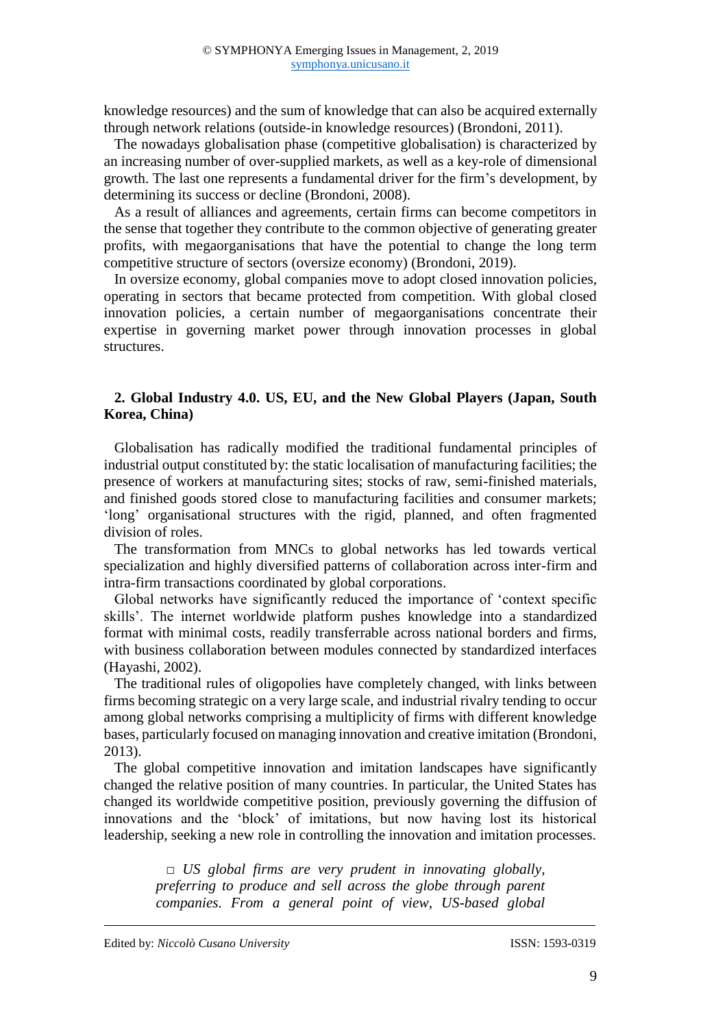knowledge resources) and the sum of knowledge that can also be acquired externally through network relations (outside-in knowledge resources) (Brondoni, 2011).

The nowadays globalisation phase (competitive globalisation) is characterized by an increasing number of over-supplied markets, as well as a key-role of dimensional growth. The last one represents a fundamental driver for the firm's development, by determining its success or decline (Brondoni, 2008).

As a result of alliances and agreements, certain firms can become competitors in the sense that together they contribute to the common objective of generating greater profits, with megaorganisations that have the potential to change the long term competitive structure of sectors (oversize economy) (Brondoni, 2019).

In oversize economy, global companies move to adopt closed innovation policies, operating in sectors that became protected from competition. With global closed innovation policies, a certain number of megaorganisations concentrate their expertise in governing market power through innovation processes in global structures.

## 2. Global Industry 4.0. US, EU, and the New Global Players (Japan, South Korea, China)

Globalisation has radically modified the traditional fundamental principles of industrial output constituted by: the static localisation of manufacturing facilities; the presence of workers at manufacturing sites; stocks of raw, semi-finished materials, and finished goods stored close to manufacturing facilities and consumer markets; 'long' organisational structures with the rigid, planned, and often fragmented division of roles.

The transformation from MNCs to global networks has led towards vertical specialization and highly diversified patterns of collaboration across inter-firm and intra-firm transactions coordinated by global corporations.

Global networks have significantly reduced the importance of 'context specific skills'. The internet worldwide platform pushes knowledge into a standardized format with minimal costs, readily transferrable across national borders and firms, with business collaboration between modules connected by standardized interfaces (Hayashi, 2002).

The traditional rules of oligopolies have completely changed, with links between firms becoming strategic on a very large scale, and industrial rivalry tending to occur among global networks comprising a multiplicity of firms with different knowledge bases, particularly focused on managing innovation and creative imitation (Brondoni, 2013).

The global competitive innovation and imitation landscapes have significantly changed the relative position of many countries. In particular, the United States has changed its worldwide competitive position, previously governing the diffusion of innovations and the 'block' of imitations, but now having lost its historical leadership, seeking a new role in controlling the innovation and imitation processes.

> □ *US global firms are very prudent in innovating globally, preferring to produce and sell across the globe through parent companies. From a general point of view, US-based global*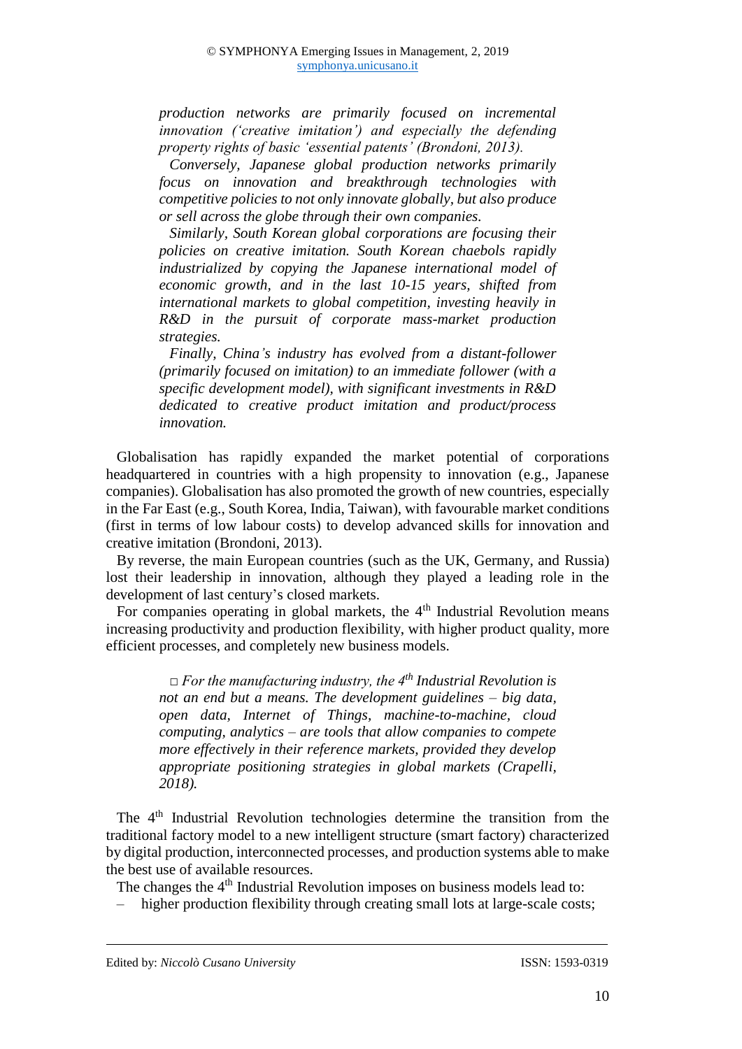*production networks are primarily focused on incremental innovation ('creative imitation') and especially the defending property rights of basic 'essential patents' (Brondoni, 2013).*

*Conversely, Japanese global production networks primarily focus on innovation and breakthrough technologies with competitive policies to not only innovate globally, but also produce or sell across the globe through their own companies.*

*Similarly, South Korean global corporations are focusing their policies on creative imitation. South Korean chaebols rapidly industrialized by copying the Japanese international model of economic growth, and in the last 10-15 years, shifted from international markets to global competition, investing heavily in R&D in the pursuit of corporate mass-market production strategies.*

*Finally, China's industry has evolved from a distant-follower (primarily focused on imitation) to an immediate follower (with a specific development model), with significant investments in R&D dedicated to creative product imitation and product/process innovation.*

Globalisation has rapidly expanded the market potential of corporations headquartered in countries with a high propensity to innovation (e.g., Japanese companies). Globalisation has also promoted the growth of new countries, especially in the Far East (e.g., South Korea, India, Taiwan), with favourable market conditions (first in terms of low labour costs) to develop advanced skills for innovation and creative imitation (Brondoni, 2013).

By reverse, the main European countries (such as the UK, Germany, and Russia) lost their leadership in innovation, although they played a leading role in the development of last century's closed markets.

For companies operating in global markets, the 4th Industrial Revolution means increasing productivity and production flexibility, with higher product quality, more efficient processes, and completely new business models.

□ *For the manufacturing industry, the 4th Industrial Revolution is not an end but a means. The development guidelines – big data, open data, Internet of Things, machine-to-machine, cloud computing, analytics – are tools that allow companies to compete more effectively in their reference markets, provided they develop appropriate positioning strategies in global markets (Crapelli, 2018).*

The 4th Industrial Revolution technologies determine the transition from the traditional factory model to a new intelligent structure (smart factory) characterized by digital production, interconnected processes, and production systems able to make the best use of available resources.

The changes the 4th Industrial Revolution imposes on business models lead to:

– higher production flexibility through creating small lots at large-scale costs;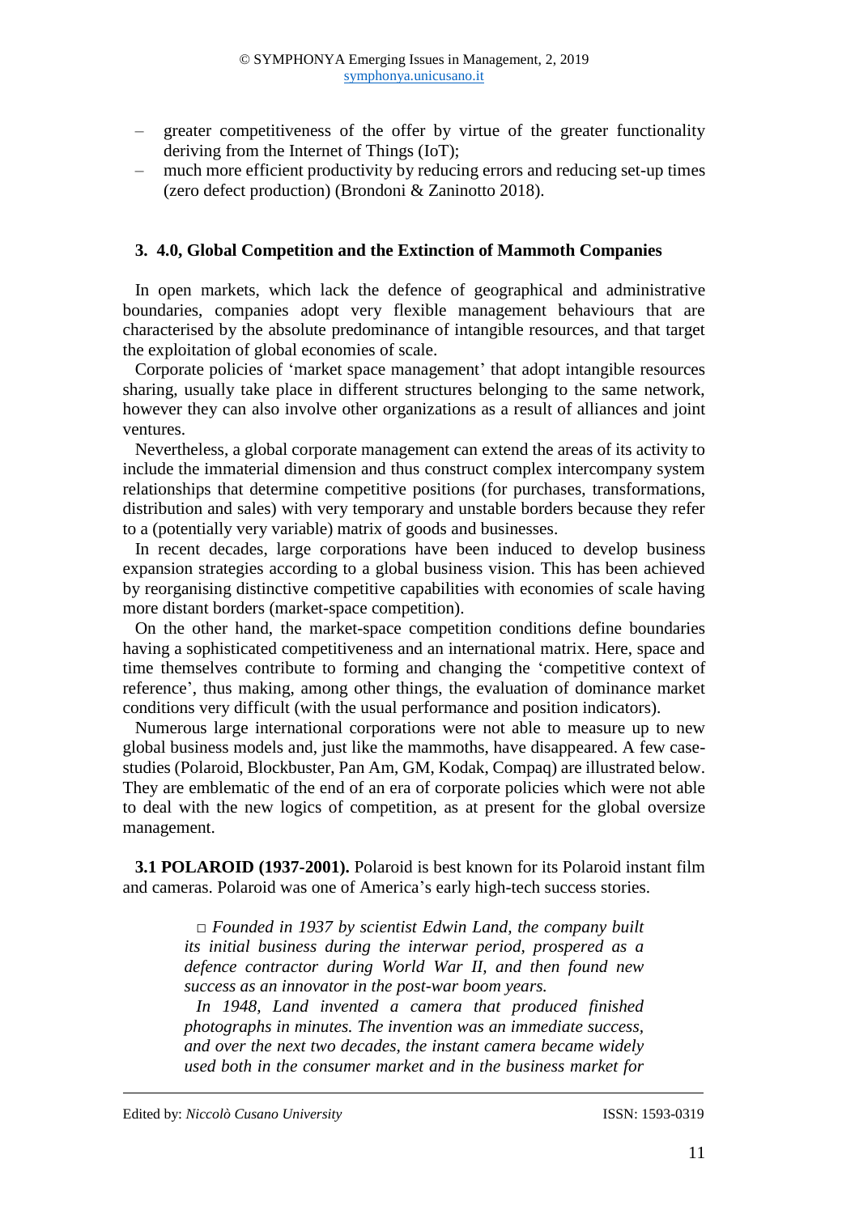- greater competitiveness of the offer by virtue of the greater functionality deriving from the Internet of Things (IoT);
- much more efficient productivity by reducing errors and reducing set-up times (zero defect production) (Brondoni & Zaninotto 2018).

## 3. 4.0, Global Competition and the Extinction of Mammoth Companies

In open markets, which lack the defence of geographical and administrative boundaries, companies adopt very flexible management behaviours that are characterised by the absolute predominance of intangible resources, and that target the exploitation of global economies of scale.

Corporate policies of 'market space management' that adopt intangible resources sharing, usually take place in different structures belonging to the same network, however they can also involve other organizations as a result of alliances and joint ventures.

Nevertheless, a global corporate management can extend the areas of its activity to include the immaterial dimension and thus construct complex intercompany system relationships that determine competitive positions (for purchases, transformations, distribution and sales) with very temporary and unstable borders because they refer to a (potentially very variable) matrix of goods and businesses.

In recent decades, large corporations have been induced to develop business expansion strategies according to a global business vision. This has been achieved by reorganising distinctive competitive capabilities with economies of scale having more distant borders (market-space competition).

On the other hand, the market-space competition conditions define boundaries having a sophisticated competitiveness and an international matrix. Here, space and time themselves contribute to forming and changing the 'competitive context of reference', thus making, among other things, the evaluation of dominance market conditions very difficult (with the usual performance and position indicators).

Numerous large international corporations were not able to measure up to new global business models and, just like the mammoths, have disappeared. A few case-studies (Polaroid, Blockbuster, Pan Am, GM, Kodak, Compaq) are illustrated below. They are emblematic of the end of an era of corporate policies which were not able to deal with the new logics of competition, as at present for the global oversize management.

**3.1 POLAROID (1937-2001).** Polaroid is best known for its Polaroid instant film and cameras. Polaroid was one of America's early high-tech success stories.

> □ *Founded in 1937 by scientist Edwin Land, the company built its initial business during the interwar period, prospered as a defence contractor during World War II, and then found new success as an innovator in the post-war boom years.*
>
> *In 1948, Land invented a camera that produced finished photographs in minutes. The invention was an immediate success, and over the next two decades, the instant camera became widely used both in the consumer market and in the business market for*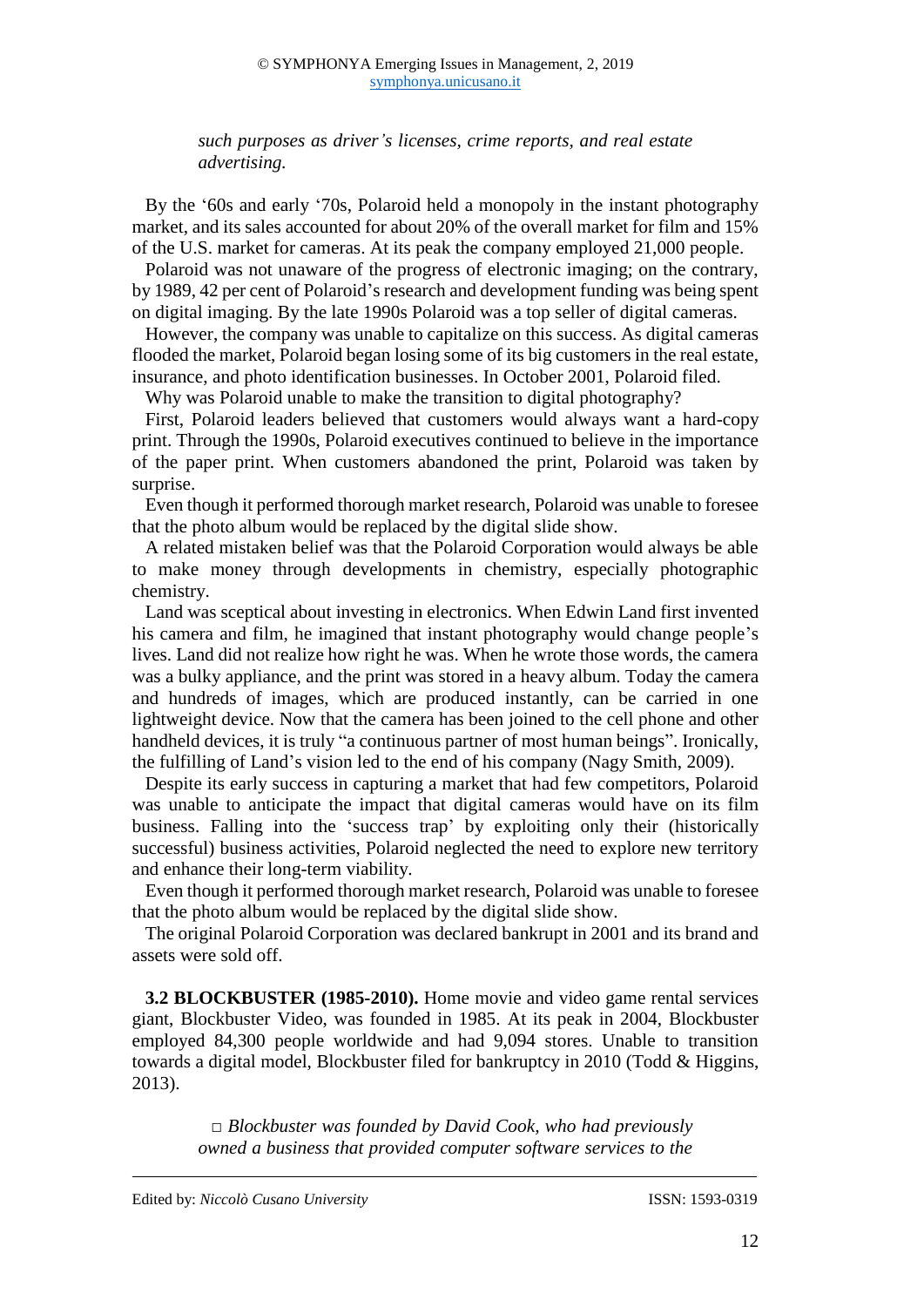*such purposes as driver's licenses, crime reports, and real estate advertising.*

By the '60s and early '70s, Polaroid held a monopoly in the instant photography market, and its sales accounted for about 20% of the overall market for film and 15% of the U.S. market for cameras. At its peak the company employed 21,000 people.

Polaroid was not unaware of the progress of electronic imaging; on the contrary, by 1989, 42 per cent of Polaroid's research and development funding was being spent on digital imaging. By the late 1990s Polaroid was a top seller of digital cameras.

However, the company was unable to capitalize on this success. As digital cameras flooded the market, Polaroid began losing some of its big customers in the real estate, insurance, and photo identification businesses. In October 2001, Polaroid filed.

Why was Polaroid unable to make the transition to digital photography?

First, Polaroid leaders believed that customers would always want a hard-copy print. Through the 1990s, Polaroid executives continued to believe in the importance of the paper print. When customers abandoned the print, Polaroid was taken by surprise.

Even though it performed thorough market research, Polaroid was unable to foresee that the photo album would be replaced by the digital slide show.

A related mistaken belief was that the Polaroid Corporation would always be able to make money through developments in chemistry, especially photographic chemistry.

Land was sceptical about investing in electronics. When Edwin Land first invented his camera and film, he imagined that instant photography would change people's lives. Land did not realize how right he was. When he wrote those words, the camera was a bulky appliance, and the print was stored in a heavy album. Today the camera and hundreds of images, which are produced instantly, can be carried in one lightweight device. Now that the camera has been joined to the cell phone and other handheld devices, it is truly "a continuous partner of most human beings". Ironically, the fulfilling of Land's vision led to the end of his company (Nagy Smith, 2009).

Despite its early success in capturing a market that had few competitors, Polaroid was unable to anticipate the impact that digital cameras would have on its film business. Falling into the 'success trap' by exploiting only their (historically successful) business activities, Polaroid neglected the need to explore new territory and enhance their long-term viability.

Even though it performed thorough market research, Polaroid was unable to foresee that the photo album would be replaced by the digital slide show.

The original Polaroid Corporation was declared bankrupt in 2001 and its brand and assets were sold off.

**3.2 BLOCKBUSTER (1985-2010).** Home movie and video game rental services giant, Blockbuster Video, was founded in 1985. At its peak in 2004, Blockbuster employed 84,300 people worldwide and had 9,094 stores. Unable to transition towards a digital model, Blockbuster filed for bankruptcy in 2010 (Todd & Higgins, 2013).

□ *Blockbuster was founded by David Cook, who had previously owned a business that provided computer software services to the*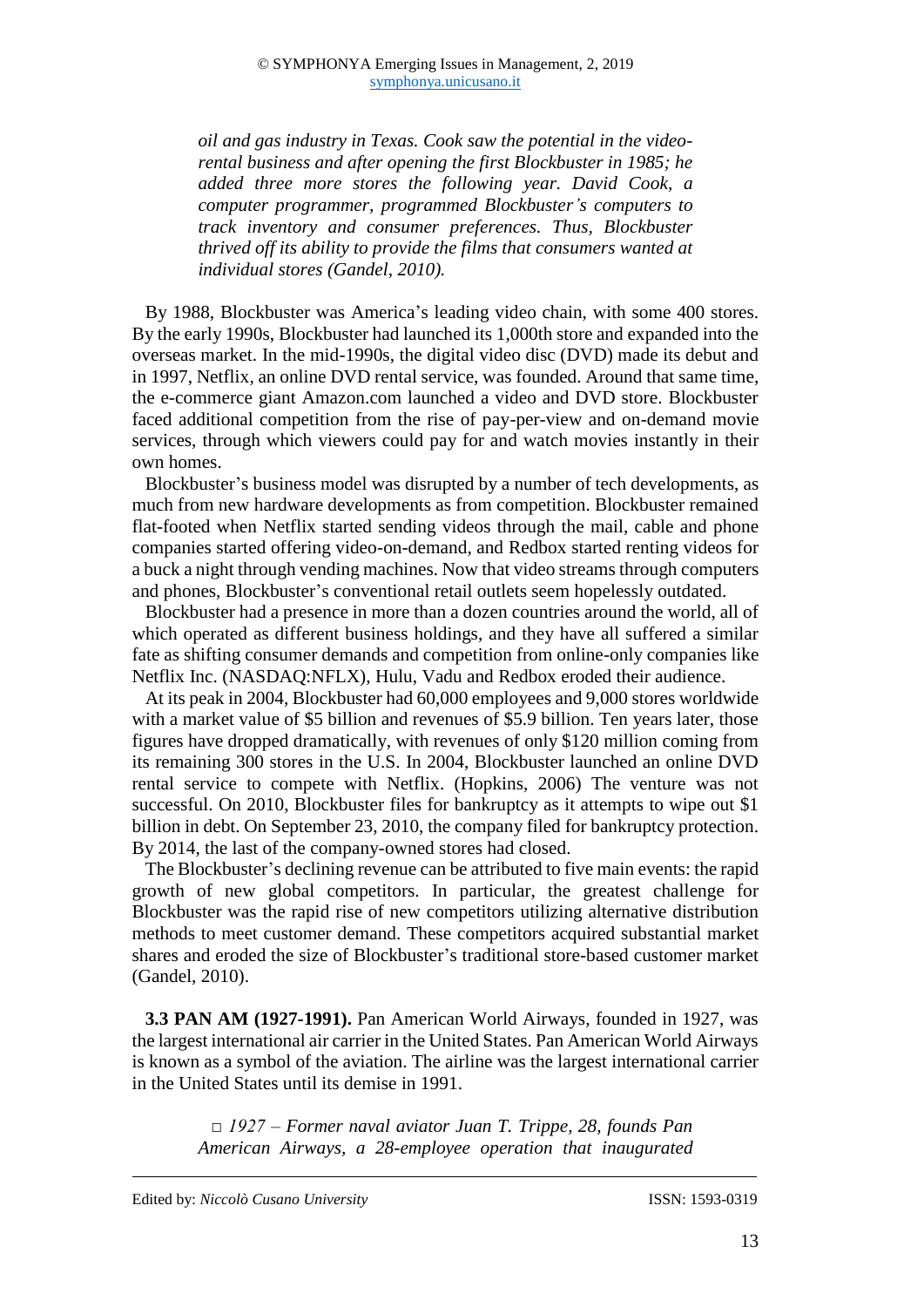*oil and gas industry in Texas. Cook saw the potential in the video-rental business and after opening the first Blockbuster in 1985; he added three more stores the following year. David Cook, a computer programmer, programmed Blockbuster's computers to track inventory and consumer preferences. Thus, Blockbuster thrived off its ability to provide the films that consumers wanted at individual stores (Gandel, 2010).*

By 1988, Blockbuster was America's leading video chain, with some 400 stores. By the early 1990s, Blockbuster had launched its 1,000th store and expanded into the overseas market. In the mid-1990s, the digital video disc (DVD) made its debut and in 1997, Netflix, an online DVD rental service, was founded. Around that same time, the e-commerce giant Amazon.com launched a video and DVD store. Blockbuster faced additional competition from the rise of pay-per-view and on-demand movie services, through which viewers could pay for and watch movies instantly in their own homes.

Blockbuster's business model was disrupted by a number of tech developments, as much from new hardware developments as from competition. Blockbuster remained flat-footed when Netflix started sending videos through the mail, cable and phone companies started offering video-on-demand, and Redbox started renting videos for a buck a night through vending machines. Now that video streams through computers and phones, Blockbuster's conventional retail outlets seem hopelessly outdated.

Blockbuster had a presence in more than a dozen countries around the world, all of which operated as different business holdings, and they have all suffered a similar fate as shifting consumer demands and competition from online-only companies like Netflix Inc. (NASDAQ:NFLX), Hulu, Vadu and Redbox eroded their audience.

At its peak in 2004, Blockbuster had 60,000 employees and 9,000 stores worldwide with a market value of $5 billion and revenues of $5.9 billion. Ten years later, those figures have dropped dramatically, with revenues of only $120 million coming from its remaining 300 stores in the U.S. In 2004, Blockbuster launched an online DVD rental service to compete with Netflix. (Hopkins, 2006) The venture was not successful. On 2010, Blockbuster files for bankruptcy as it attempts to wipe out $1 billion in debt. On September 23, 2010, the company filed for bankruptcy protection. By 2014, the last of the company-owned stores had closed.

The Blockbuster's declining revenue can be attributed to five main events: the rapid growth of new global competitors. In particular, the greatest challenge for Blockbuster was the rapid rise of new competitors utilizing alternative distribution methods to meet customer demand. These competitors acquired substantial market shares and eroded the size of Blockbuster's traditional store-based customer market (Gandel, 2010).

**3.3 PAN AM (1927-1991).** Pan American World Airways, founded in 1927, was the largest international air carrier in the United States. Pan American World Airways is known as a symbol of the aviation. The airline was the largest international carrier in the United States until its demise in 1991.

- *1927 – Former naval aviator Juan T. Trippe, 28, founds Pan American Airways, a 28-employee operation that inaugurated*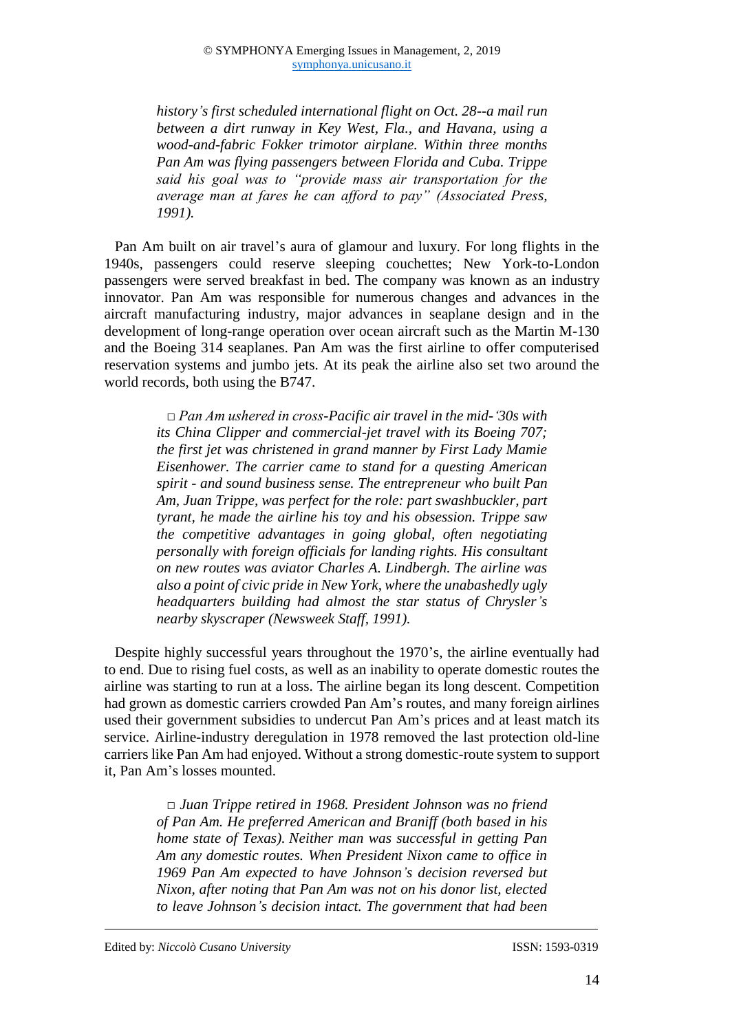*history's first scheduled international flight on Oct. 28--a mail run between a dirt runway in Key West, Fla., and Havana, using a wood-and-fabric Fokker trimotor airplane. Within three months Pan Am was flying passengers between Florida and Cuba. Trippe said his goal was to "provide mass air transportation for the average man at fares he can afford to pay" (Associated Press, 1991).*

Pan Am built on air travel's aura of glamour and luxury. For long flights in the 1940s, passengers could reserve sleeping couchettes; New York-to-London passengers were served breakfast in bed. The company was known as an industry innovator. Pan Am was responsible for numerous changes and advances in the aircraft manufacturing industry, major advances in seaplane design and in the development of long-range operation over ocean aircraft such as the Martin M-130 and the Boeing 314 seaplanes. Pan Am was the first airline to offer computerised reservation systems and jumbo jets. At its peak the airline also set two around the world records, both using the B747.

> □ *Pan Am ushered in cross-Pacific air travel in the mid-'30s with its China Clipper and commercial-jet travel with its Boeing 707; the first jet was christened in grand manner by First Lady Mamie Eisenhower. The carrier came to stand for a questing American spirit - and sound business sense. The entrepreneur who built Pan Am, Juan Trippe, was perfect for the role: part swashbuckler, part tyrant, he made the airline his toy and his obsession. Trippe saw the competitive advantages in going global, often negotiating personally with foreign officials for landing rights. His consultant on new routes was aviator Charles A. Lindbergh. The airline was also a point of civic pride in New York, where the unabashedly ugly headquarters building had almost the star status of Chrysler's nearby skyscraper (Newsweek Staff, 1991).*

Despite highly successful years throughout the 1970's, the airline eventually had to end. Due to rising fuel costs, as well as an inability to operate domestic routes the airline was starting to run at a loss. The airline began its long descent. Competition had grown as domestic carriers crowded Pan Am's routes, and many foreign airlines used their government subsidies to undercut Pan Am's prices and at least match its service. Airline-industry deregulation in 1978 removed the last protection old-line carriers like Pan Am had enjoyed. Without a strong domestic-route system to support it, Pan Am's losses mounted.

> □ *Juan Trippe retired in 1968. President Johnson was no friend of Pan Am. He preferred American and Braniff (both based in his home state of Texas). Neither man was successful in getting Pan Am any domestic routes. When President Nixon came to office in 1969 Pan Am expected to have Johnson's decision reversed but Nixon, after noting that Pan Am was not on his donor list, elected to leave Johnson's decision intact. The government that had been*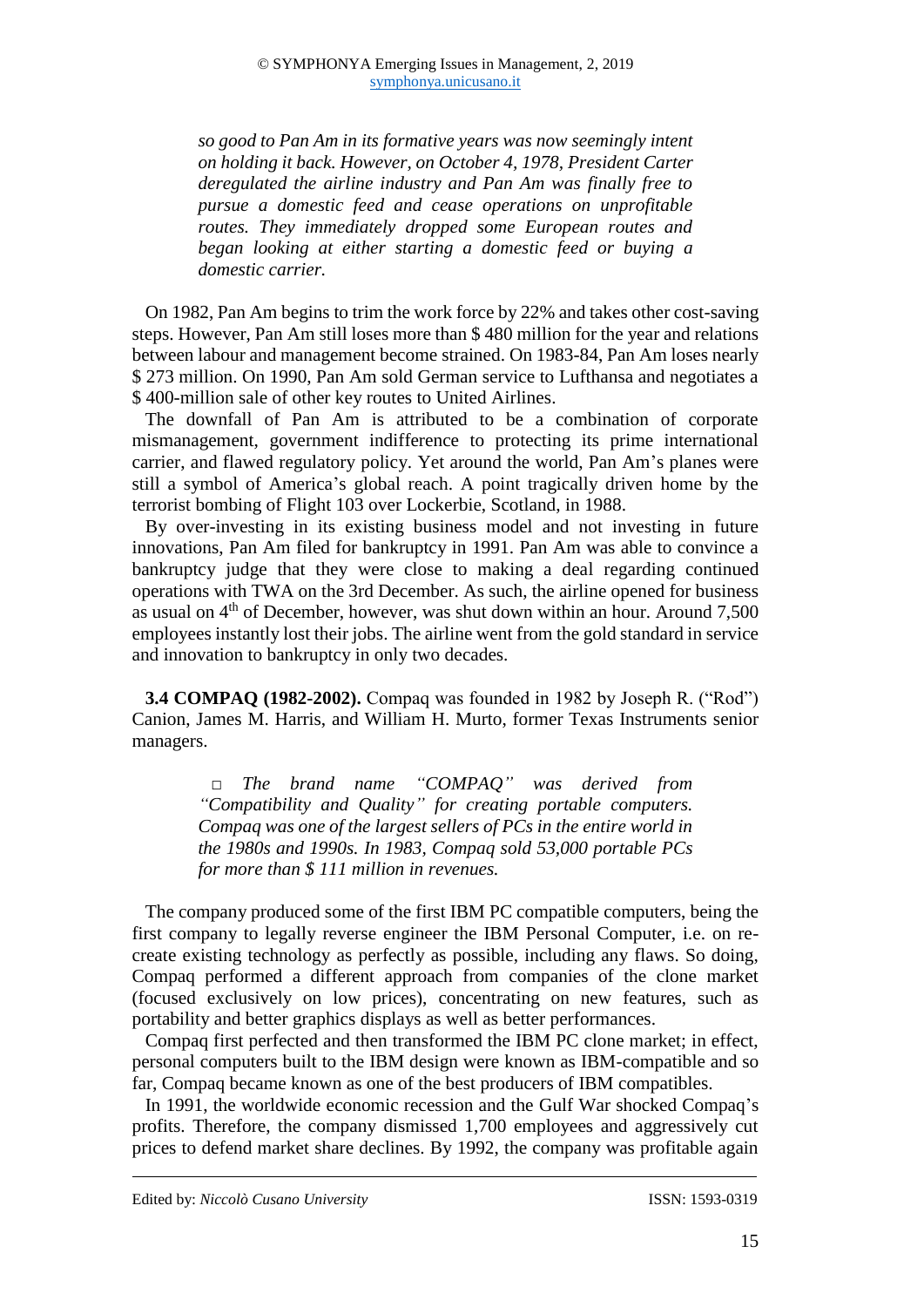*so good to Pan Am in its formative years was now seemingly intent on holding it back. However, on October 4, 1978, President Carter deregulated the airline industry and Pan Am was finally free to pursue a domestic feed and cease operations on unprofitable routes. They immediately dropped some European routes and began looking at either starting a domestic feed or buying a domestic carrier.*

On 1982, Pan Am begins to trim the work force by 22% and takes other cost-saving steps. However, Pan Am still loses more than $ 480 million for the year and relations between labour and management become strained. On 1983-84, Pan Am loses nearly $ 273 million. On 1990, Pan Am sold German service to Lufthansa and negotiates a $ 400-million sale of other key routes to United Airlines.

The downfall of Pan Am is attributed to be a combination of corporate mismanagement, government indifference to protecting its prime international carrier, and flawed regulatory policy. Yet around the world, Pan Am's planes were still a symbol of America's global reach. A point tragically driven home by the terrorist bombing of Flight 103 over Lockerbie, Scotland, in 1988.

By over-investing in its existing business model and not investing in future innovations, Pan Am filed for bankruptcy in 1991. Pan Am was able to convince a bankruptcy judge that they were close to making a deal regarding continued operations with TWA on the 3rd December. As such, the airline opened for business as usual on 4th of December, however, was shut down within an hour. Around 7,500 employees instantly lost their jobs. The airline went from the gold standard in service and innovation to bankruptcy in only two decades.

**3.4 COMPAQ (1982-2002).** Compaq was founded in 1982 by Joseph R. ("Rod") Canion, James M. Harris, and William H. Murto, former Texas Instruments senior managers.

- *The brand name "COMPAQ" was derived from "Compatibility and Quality" for creating portable computers. Compaq was one of the largest sellers of PCs in the entire world in the 1980s and 1990s. In 1983, Compaq sold 53,000 portable PCs for more than $ 111 million in revenues.*

The company produced some of the first IBM PC compatible computers, being the first company to legally reverse engineer the IBM Personal Computer, i.e. on re-create existing technology as perfectly as possible, including any flaws. So doing, Compaq performed a different approach from companies of the clone market (focused exclusively on low prices), concentrating on new features, such as portability and better graphics displays as well as better performances.

Compaq first perfected and then transformed the IBM PC clone market; in effect, personal computers built to the IBM design were known as IBM-compatible and so far, Compaq became known as one of the best producers of IBM compatibles.

In 1991, the worldwide economic recession and the Gulf War shocked Compaq's profits. Therefore, the company dismissed 1,700 employees and aggressively cut prices to defend market share declines. By 1992, the company was profitable again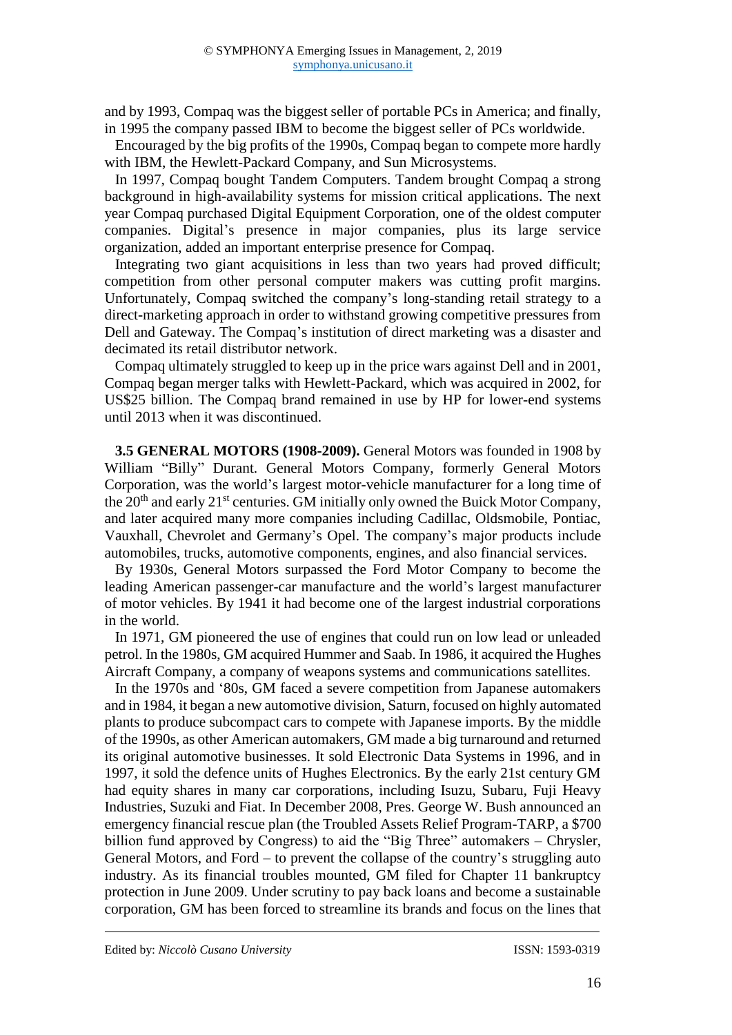and by 1993, Compaq was the biggest seller of portable PCs in America; and finally, in 1995 the company passed IBM to become the biggest seller of PCs worldwide.

Encouraged by the big profits of the 1990s, Compaq began to compete more hardly with IBM, the Hewlett-Packard Company, and Sun Microsystems.

In 1997, Compaq bought Tandem Computers. Tandem brought Compaq a strong background in high-availability systems for mission critical applications. The next year Compaq purchased Digital Equipment Corporation, one of the oldest computer companies. Digital's presence in major companies, plus its large service organization, added an important enterprise presence for Compaq.

Integrating two giant acquisitions in less than two years had proved difficult; competition from other personal computer makers was cutting profit margins. Unfortunately, Compaq switched the company's long-standing retail strategy to a direct-marketing approach in order to withstand growing competitive pressures from Dell and Gateway. The Compaq's institution of direct marketing was a disaster and decimated its retail distributor network.

Compaq ultimately struggled to keep up in the price wars against Dell and in 2001, Compaq began merger talks with Hewlett-Packard, which was acquired in 2002, for US$25 billion. The Compaq brand remained in use by HP for lower-end systems until 2013 when it was discontinued.

**3.5 GENERAL MOTORS (1908-2009).** General Motors was founded in 1908 by William "Billy" Durant. General Motors Company, formerly General Motors Corporation, was the world's largest motor-vehicle manufacturer for a long time of the 20th and early 21st centuries. GM initially only owned the Buick Motor Company, and later acquired many more companies including Cadillac, Oldsmobile, Pontiac, Vauxhall, Chevrolet and Germany's Opel. The company's major products include automobiles, trucks, automotive components, engines, and also financial services.

By 1930s, General Motors surpassed the Ford Motor Company to become the leading American passenger-car manufacture and the world's largest manufacturer of motor vehicles. By 1941 it had become one of the largest industrial corporations in the world.

In 1971, GM pioneered the use of engines that could run on low lead or unleaded petrol. In the 1980s, GM acquired Hummer and Saab. In 1986, it acquired the Hughes Aircraft Company, a company of weapons systems and communications satellites.

In the 1970s and '80s, GM faced a severe competition from Japanese automakers and in 1984, it began a new automotive division, Saturn, focused on highly automated plants to produce subcompact cars to compete with Japanese imports. By the middle of the 1990s, as other American automakers, GM made a big turnaround and returned its original automotive businesses. It sold Electronic Data Systems in 1996, and in 1997, it sold the defence units of Hughes Electronics. By the early 21st century GM had equity shares in many car corporations, including Isuzu, Subaru, Fuji Heavy Industries, Suzuki and Fiat. In December 2008, Pres. George W. Bush announced an emergency financial rescue plan (the Troubled Assets Relief Program-TARP, a $700 billion fund approved by Congress) to aid the "Big Three" automakers – Chrysler, General Motors, and Ford – to prevent the collapse of the country's struggling auto industry. As its financial troubles mounted, GM filed for Chapter 11 bankruptcy protection in June 2009. Under scrutiny to pay back loans and become a sustainable corporation, GM has been forced to streamline its brands and focus on the lines that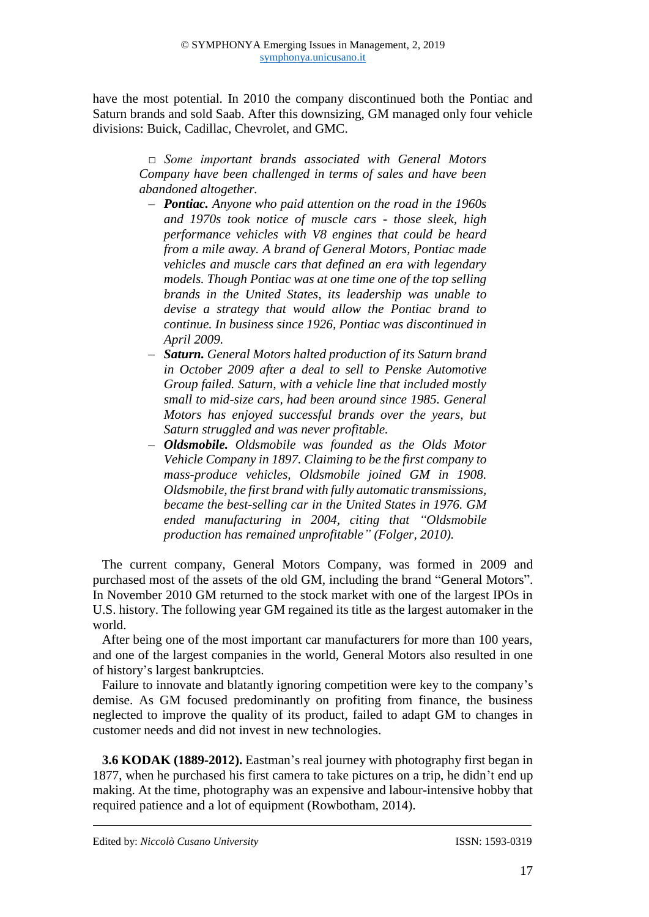have the most potential. In 2010 the company discontinued both the Pontiac and Saturn brands and sold Saab. After this downsizing, GM managed only four vehicle divisions: Buick, Cadillac, Chevrolet, and GMC.

> □ *Some important brands associated with General Motors Company have been challenged in terms of sales and have been abandoned altogether.*
>
> – ***Pontiac.*** *Anyone who paid attention on the road in the 1960s and 1970s took notice of muscle cars - those sleek, high performance vehicles with V8 engines that could be heard from a mile away. A brand of General Motors, Pontiac made vehicles and muscle cars that defined an era with legendary models. Though Pontiac was at one time one of the top selling brands in the United States, its leadership was unable to devise a strategy that would allow the Pontiac brand to continue. In business since 1926, Pontiac was discontinued in April 2009.*
>
> – ***Saturn.*** *General Motors halted production of its Saturn brand in October 2009 after a deal to sell to Penske Automotive Group failed. Saturn, with a vehicle line that included mostly small to mid-size cars, had been around since 1985. General Motors has enjoyed successful brands over the years, but Saturn struggled and was never profitable.*
>
> – ***Oldsmobile.*** *Oldsmobile was founded as the Olds Motor Vehicle Company in 1897. Claiming to be the first company to mass-produce vehicles, Oldsmobile joined GM in 1908. Oldsmobile, the first brand with fully automatic transmissions, became the best-selling car in the United States in 1976. GM ended manufacturing in 2004, citing that "Oldsmobile production has remained unprofitable" (Folger, 2010).*

The current company, General Motors Company, was formed in 2009 and purchased most of the assets of the old GM, including the brand "General Motors". In November 2010 GM returned to the stock market with one of the largest IPOs in U.S. history. The following year GM regained its title as the largest automaker in the world.

After being one of the most important car manufacturers for more than 100 years, and one of the largest companies in the world, General Motors also resulted in one of history's largest bankruptcies.

Failure to innovate and blatantly ignoring competition were key to the company's demise. As GM focused predominantly on profiting from finance, the business neglected to improve the quality of its product, failed to adapt GM to changes in customer needs and did not invest in new technologies.

**3.6 KODAK (1889-2012).** Eastman's real journey with photography first began in 1877, when he purchased his first camera to take pictures on a trip, he didn't end up making. At the time, photography was an expensive and labour-intensive hobby that required patience and a lot of equipment (Rowbotham, 2014).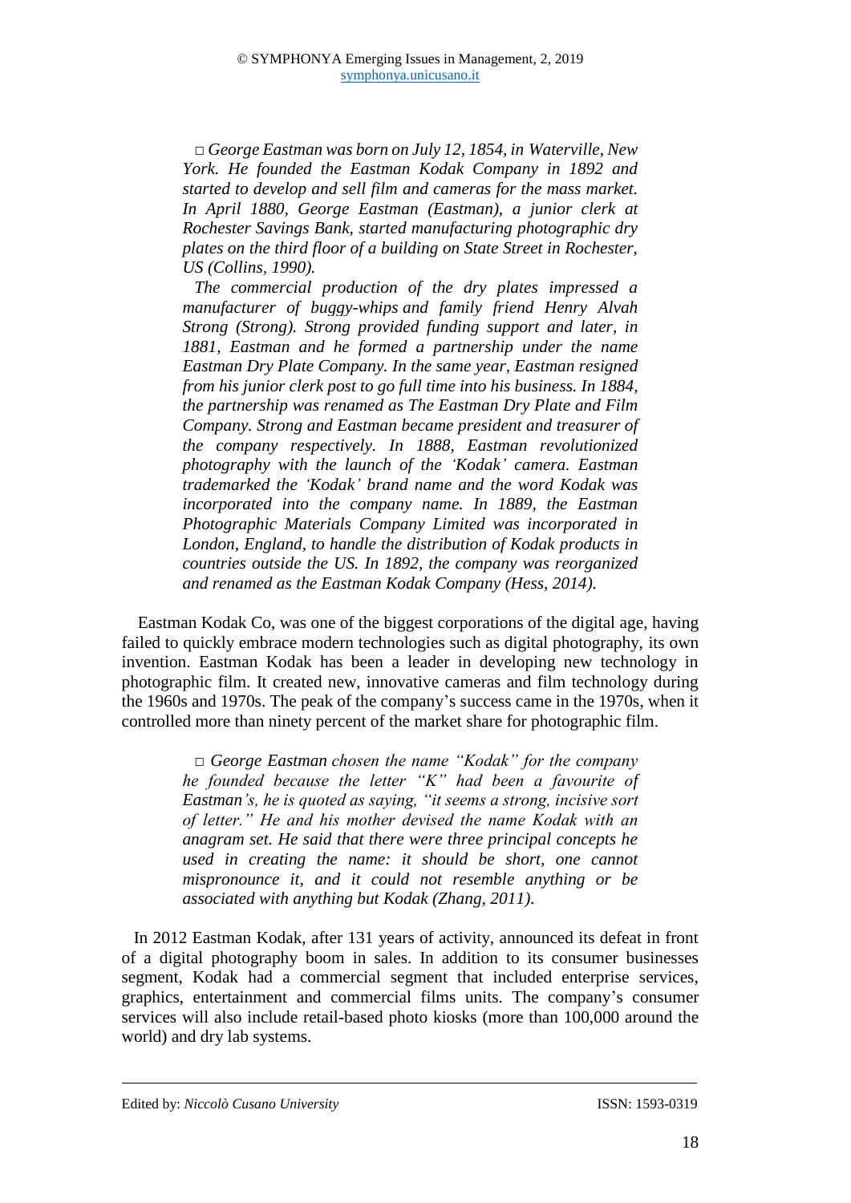□ *George Eastman was born on July 12, 1854, in Waterville, New York. He founded the Eastman Kodak Company in 1892 and started to develop and sell film and cameras for the mass market. In April 1880, George Eastman (Eastman), a junior clerk at Rochester Savings Bank, started manufacturing photographic dry plates on the third floor of a building on State Street in Rochester, US (Collins, 1990).*

*The commercial production of the dry plates impressed a manufacturer of buggy-whips and family friend Henry Alvah Strong (Strong). Strong provided funding support and later, in 1881, Eastman and he formed a partnership under the name Eastman Dry Plate Company. In the same year, Eastman resigned from his junior clerk post to go full time into his business. In 1884, the partnership was renamed as The Eastman Dry Plate and Film Company. Strong and Eastman became president and treasurer of the company respectively. In 1888, Eastman revolutionized photography with the launch of the 'Kodak' camera. Eastman trademarked the 'Kodak' brand name and the word Kodak was incorporated into the company name. In 1889, the Eastman Photographic Materials Company Limited was incorporated in London, England, to handle the distribution of Kodak products in countries outside the US. In 1892, the company was reorganized and renamed as the Eastman Kodak Company (Hess, 2014).*

Eastman Kodak Co, was one of the biggest corporations of the digital age, having failed to quickly embrace modern technologies such as digital photography, its own invention. Eastman Kodak has been a leader in developing new technology in photographic film. It created new, innovative cameras and film technology during the 1960s and 1970s. The peak of the company's success came in the 1970s, when it controlled more than ninety percent of the market share for photographic film.

□ *George Eastman chosen the name "Kodak" for the company he founded because the letter "K" had been a favourite of Eastman's, he is quoted as saying, "it seems a strong, incisive sort of letter." He and his mother devised the name Kodak with an anagram set. He said that there were three principal concepts he used in creating the name: it should be short, one cannot mispronounce it, and it could not resemble anything or be associated with anything but Kodak (Zhang, 2011).*

In 2012 Eastman Kodak, after 131 years of activity, announced its defeat in front of a digital photography boom in sales. In addition to its consumer businesses segment, Kodak had a commercial segment that included enterprise services, graphics, entertainment and commercial films units. The company's consumer services will also include retail-based photo kiosks (more than 100,000 around the world) and dry lab systems.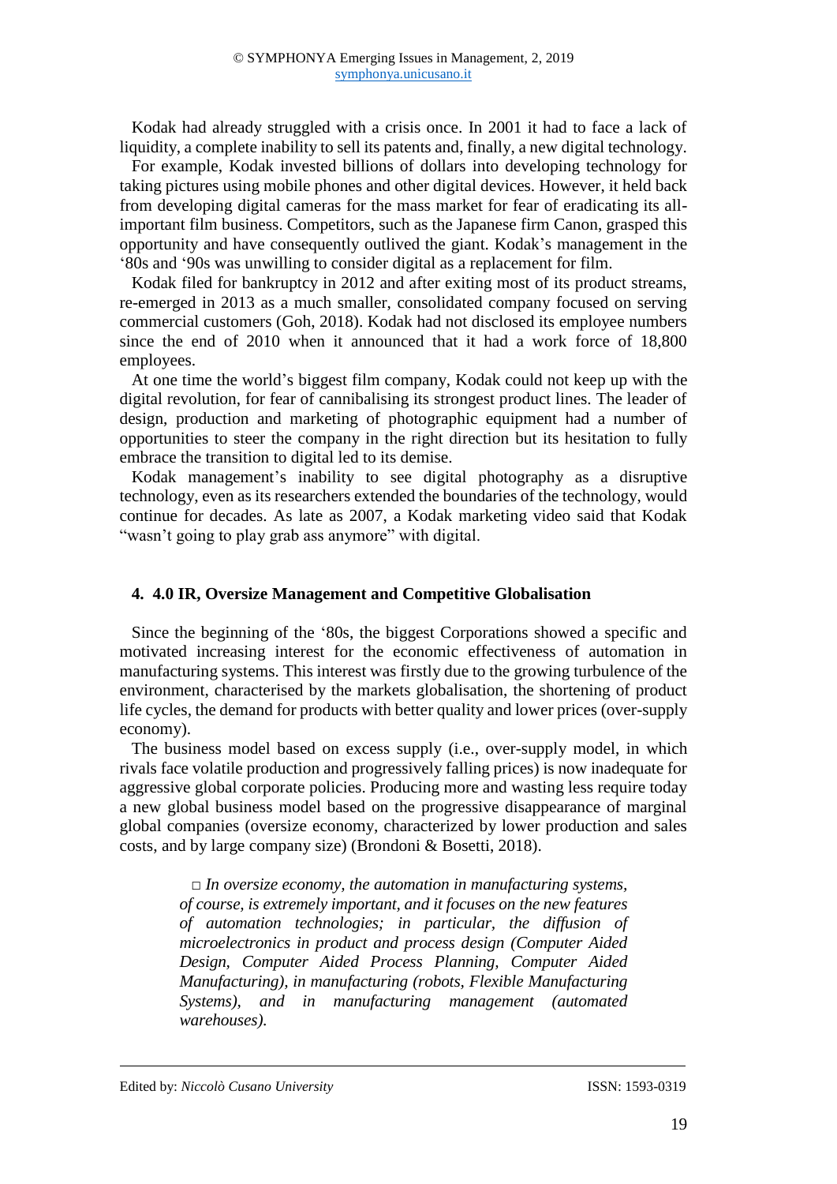Kodak had already struggled with a crisis once. In 2001 it had to face a lack of liquidity, a complete inability to sell its patents and, finally, a new digital technology.

For example, Kodak invested billions of dollars into developing technology for taking pictures using mobile phones and other digital devices. However, it held back from developing digital cameras for the mass market for fear of eradicating its all-important film business. Competitors, such as the Japanese firm Canon, grasped this opportunity and have consequently outlived the giant. Kodak's management in the '80s and '90s was unwilling to consider digital as a replacement for film.

Kodak filed for bankruptcy in 2012 and after exiting most of its product streams, re-emerged in 2013 as a much smaller, consolidated company focused on serving commercial customers (Goh, 2018). Kodak had not disclosed its employee numbers since the end of 2010 when it announced that it had a work force of 18,800 employees.

At one time the world's biggest film company, Kodak could not keep up with the digital revolution, for fear of cannibalising its strongest product lines. The leader of design, production and marketing of photographic equipment had a number of opportunities to steer the company in the right direction but its hesitation to fully embrace the transition to digital led to its demise.

Kodak management's inability to see digital photography as a disruptive technology, even as its researchers extended the boundaries of the technology, would continue for decades. As late as 2007, a Kodak marketing video said that Kodak "wasn't going to play grab ass anymore" with digital.

## 4. 4.0 IR, Oversize Management and Competitive Globalisation

Since the beginning of the '80s, the biggest Corporations showed a specific and motivated increasing interest for the economic effectiveness of automation in manufacturing systems. This interest was firstly due to the growing turbulence of the environment, characterised by the markets globalisation, the shortening of product life cycles, the demand for products with better quality and lower prices (over-supply economy).

The business model based on excess supply (i.e., over-supply model, in which rivals face volatile production and progressively falling prices) is now inadequate for aggressive global corporate policies. Producing more and wasting less require today a new global business model based on the progressive disappearance of marginal global companies (oversize economy, characterized by lower production and sales costs, and by large company size) (Brondoni & Bosetti, 2018).

> □ *In oversize economy, the automation in manufacturing systems, of course, is extremely important, and it focuses on the new features of automation technologies; in particular, the diffusion of microelectronics in product and process design (Computer Aided Design, Computer Aided Process Planning, Computer Aided Manufacturing), in manufacturing (robots, Flexible Manufacturing Systems), and in manufacturing management (automated warehouses).*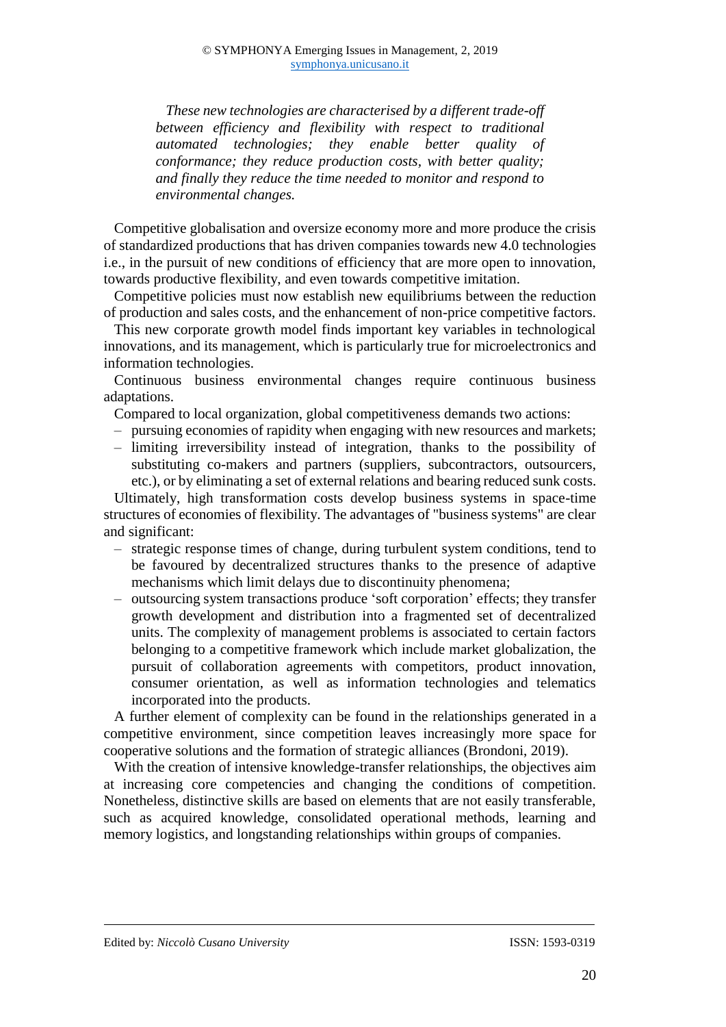> *These new technologies are characterised by a different trade-off between efficiency and flexibility with respect to traditional automated technologies; they enable better quality of conformance; they reduce production costs, with better quality; and finally they reduce the time needed to monitor and respond to environmental changes.*

Competitive globalisation and oversize economy more and more produce the crisis of standardized productions that has driven companies towards new 4.0 technologies i.e., in the pursuit of new conditions of efficiency that are more open to innovation, towards productive flexibility, and even towards competitive imitation.

Competitive policies must now establish new equilibriums between the reduction of production and sales costs, and the enhancement of non-price competitive factors.

This new corporate growth model finds important key variables in technological innovations, and its management, which is particularly true for microelectronics and information technologies.

Continuous business environmental changes require continuous business adaptations.

Compared to local organization, global competitiveness demands two actions:

- pursuing economies of rapidity when engaging with new resources and markets;
- limiting irreversibility instead of integration, thanks to the possibility of substituting co-makers and partners (suppliers, subcontractors, outsourcers, etc.), or by eliminating a set of external relations and bearing reduced sunk costs.

Ultimately, high transformation costs develop business systems in space-time structures of economies of flexibility. The advantages of "business systems" are clear and significant:

- strategic response times of change, during turbulent system conditions, tend to be favoured by decentralized structures thanks to the presence of adaptive mechanisms which limit delays due to discontinuity phenomena;
- outsourcing system transactions produce 'soft corporation' effects; they transfer growth development and distribution into a fragmented set of decentralized units. The complexity of management problems is associated to certain factors belonging to a competitive framework which include market globalization, the pursuit of collaboration agreements with competitors, product innovation, consumer orientation, as well as information technologies and telematics incorporated into the products.

A further element of complexity can be found in the relationships generated in a competitive environment, since competition leaves increasingly more space for cooperative solutions and the formation of strategic alliances (Brondoni, 2019).

With the creation of intensive knowledge-transfer relationships, the objectives aim at increasing core competencies and changing the conditions of competition. Nonetheless, distinctive skills are based on elements that are not easily transferable, such as acquired knowledge, consolidated operational methods, learning and memory logistics, and longstanding relationships within groups of companies.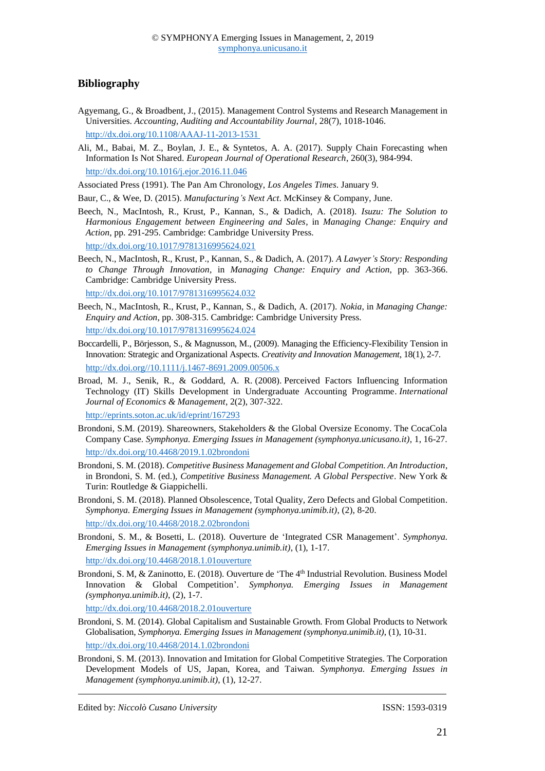## Bibliography

Agyemang, G., & Broadbent, J., (2015). Management Control Systems and Research Management in Universities. *Accounting, Auditing and Accountability Journal*, 28(7), 1018-1046. http://dx.doi.org/10.1108/AAAJ-11-2013-1531

Ali, M., Babai, M. Z., Boylan, J. E., & Syntetos, A. A. (2017). Supply Chain Forecasting when Information Is Not Shared. *European Journal of Operational Research*, 260(3), 984-994. http://dx.doi.org/10.1016/j.ejor.2016.11.046

Associated Press (1991). The Pan Am Chronology, *Los Angeles Times*. January 9.

Baur, C., & Wee, D. (2015). *Manufacturing's Next Act*. McKinsey & Company, June.

Beech, N., MacIntosh, R., Krust, P., Kannan, S., & Dadich, A. (2018). *Isuzu: The Solution to Harmonious Engagement between Engineering and Sales*, in *Managing Change: Enquiry and Action*, pp. 291-295. Cambridge: Cambridge University Press. http://dx.doi.org/10.1017/9781316995624.021

Beech, N., MacIntosh, R., Krust, P., Kannan, S., & Dadich, A. (2017). *A Lawyer's Story: Responding to Change Through Innovation*, in *Managing Change: Enquiry and Action*, pp. 363-366. Cambridge: Cambridge University Press. http://dx.doi.org/10.1017/9781316995624.032

Beech, N., MacIntosh, R., Krust, P., Kannan, S., & Dadich, A. (2017). *Nokia*, in *Managing Change: Enquiry and Action*, pp. 308-315. Cambridge: Cambridge University Press. http://dx.doi.org/10.1017/9781316995624.024

Boccardelli, P., Börjesson, S., & Magnusson, M., (2009). Managing the Efficiency-Flexibility Tension in Innovation: Strategic and Organizational Aspects. *Creativity and Innovation Management*, 18(1), 2-7. http://dx.doi.org//10.1111/j.1467-8691.2009.00506.x

Broad, M. J., Senik, R., & Goddard, A. R. (2008). Perceived Factors Influencing Information Technology (IT) Skills Development in Undergraduate Accounting Programme. *International Journal of Economics & Management*, 2(2), 307-322. http://eprints.soton.ac.uk/id/eprint/167293

Brondoni, S.M. (2019). Shareowners, Stakeholders & the Global Oversize Economy. The CocaCola Company Case. *Symphonya. Emerging Issues in Management (symphonya.unicusano.it)*, 1, 16-27. http://dx.doi.org/10.4468/2019.1.02brondoni

Brondoni, S. M. (2018). *Competitive Business Management and Global Competition. An Introduction*, in Brondoni, S. M. (ed.), *Competitive Business Management. A Global Perspective*. New York & Turin: Routledge & Giappichelli.

Brondoni, S. M. (2018). Planned Obsolescence, Total Quality, Zero Defects and Global Competition. *Symphonya. Emerging Issues in Management (symphonya.unimib.it)*, (2), 8-20. http://dx.doi.org/10.4468/2018.2.02brondoni

Brondoni, S. M., & Bosetti, L. (2018). Ouverture de 'Integrated CSR Management'. *Symphonya. Emerging Issues in Management (symphonya.unimib.it)*, (1), 1-17. http://dx.doi.org/10.4468/2018.1.01ouverture

Brondoni, S. M, & Zaninotto, E. (2018). Ouverture de 'The 4th Industrial Revolution. Business Model Innovation & Global Competition'. *Symphonya. Emerging Issues in Management (symphonya.unimib.it)*, (2), 1-7. http://dx.doi.org/10.4468/2018.2.01ouverture

Brondoni, S. M. (2014). Global Capitalism and Sustainable Growth. From Global Products to Network Globalisation, *Symphonya. Emerging Issues in Management (symphonya.unimib.it)*, (1), 10-31. http://dx.doi.org/10.4468/2014.1.02brondoni

Brondoni, S. M. (2013). Innovation and Imitation for Global Competitive Strategies. The Corporation Development Models of US, Japan, Korea, and Taiwan. *Symphonya. Emerging Issues in Management (symphonya.unimib.it)*, (1), 12-27.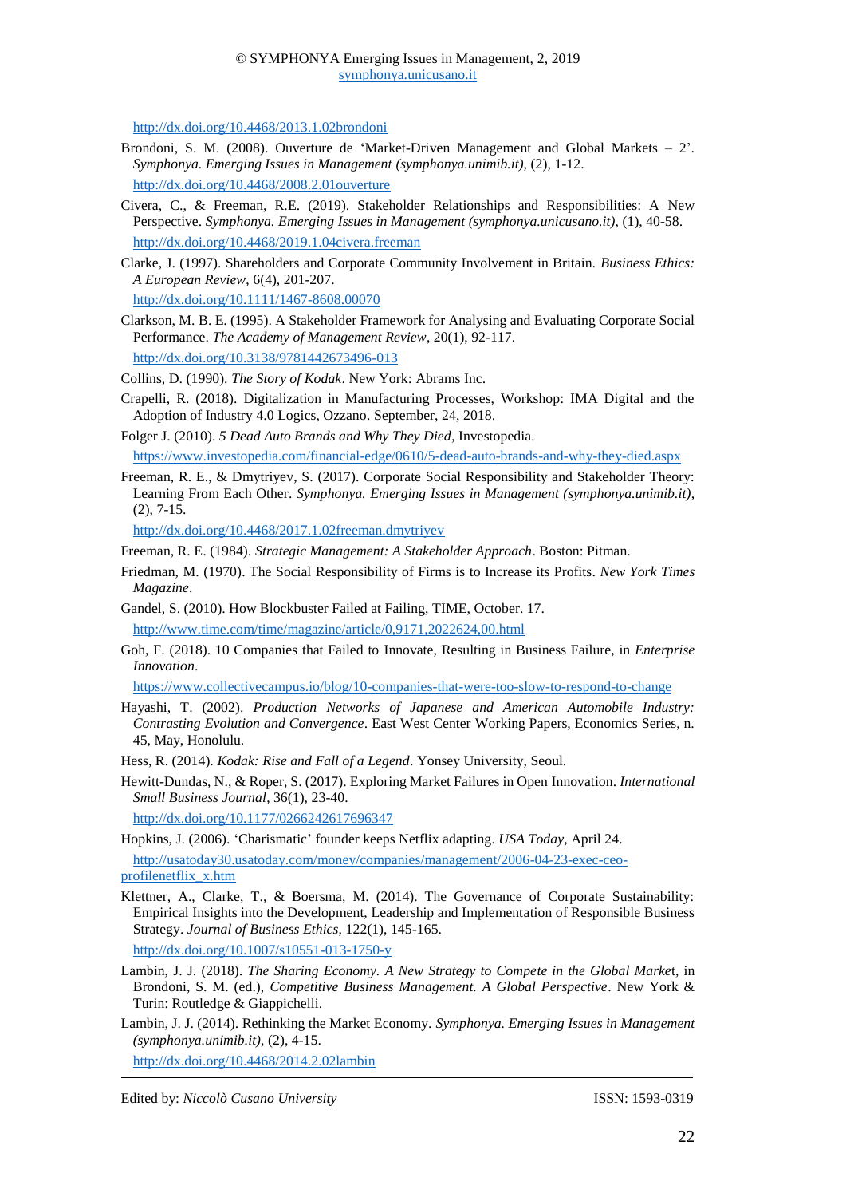http://dx.doi.org/10.4468/2013.1.02brondoni

Brondoni, S. M. (2008). Ouverture de 'Market-Driven Management and Global Markets – 2'. *Symphonya. Emerging Issues in Management (symphonya.unimib.it)*, (2), 1-12.
http://dx.doi.org/10.4468/2008.2.01ouverture

Civera, C., & Freeman, R.E. (2019). Stakeholder Relationships and Responsibilities: A New Perspective. *Symphonya. Emerging Issues in Management (symphonya.unicusano.it)*, (1), 40-58.
http://dx.doi.org/10.4468/2019.1.04civera.freeman

Clarke, J. (1997). Shareholders and Corporate Community Involvement in Britain. *Business Ethics: A European Review*, 6(4), 201-207.
http://dx.doi.org/10.1111/1467-8608.00070

Clarkson, M. B. E. (1995). A Stakeholder Framework for Analysing and Evaluating Corporate Social Performance. *The Academy of Management Review*, 20(1), 92-117.
http://dx.doi.org/10.3138/9781442673496-013

Collins, D. (1990). *The Story of Kodak*. New York: Abrams Inc.

Crapelli, R. (2018). Digitalization in Manufacturing Processes, Workshop: IMA Digital and the Adoption of Industry 4.0 Logics, Ozzano. September, 24, 2018.

Folger J. (2010). *5 Dead Auto Brands and Why They Died*, Investopedia.
https://www.investopedia.com/financial-edge/0610/5-dead-auto-brands-and-why-they-died.aspx

Freeman, R. E., & Dmytriyev, S. (2017). Corporate Social Responsibility and Stakeholder Theory: Learning From Each Other. *Symphonya. Emerging Issues in Management (symphonya.unimib.it)*, (2), 7-15.
http://dx.doi.org/10.4468/2017.1.02freeman.dmytriyev

Freeman, R. E. (1984). *Strategic Management: A Stakeholder Approach*. Boston: Pitman.

Friedman, M. (1970). The Social Responsibility of Firms is to Increase its Profits. *New York Times Magazine*.

Gandel, S. (2010). How Blockbuster Failed at Failing, TIME, October. 17.
http://www.time.com/time/magazine/article/0,9171,2022624,00.html

Goh, F. (2018). 10 Companies that Failed to Innovate, Resulting in Business Failure, in *Enterprise Innovation*.
https://www.collectivecampus.io/blog/10-companies-that-were-too-slow-to-respond-to-change

Hayashi, T. (2002). *Production Networks of Japanese and American Automobile Industry: Contrasting Evolution and Convergence*. East West Center Working Papers, Economics Series, n. 45, May, Honolulu.

Hess, R. (2014). *Kodak: Rise and Fall of a Legend*. Yonsey University, Seoul.

Hewitt-Dundas, N., & Roper, S. (2017). Exploring Market Failures in Open Innovation. *International Small Business Journal*, 36(1), 23-40.
http://dx.doi.org/10.1177/0266242617696347

Hopkins, J. (2006). 'Charismatic' founder keeps Netflix adapting. *USA Today*, April 24.
http://usatoday30.usatoday.com/money/companies/management/2006-04-23-exec-ceo-profilenetflix_x.htm

Klettner, A., Clarke, T., & Boersma, M. (2014). The Governance of Corporate Sustainability: Empirical Insights into the Development, Leadership and Implementation of Responsible Business Strategy. *Journal of Business Ethics*, 122(1), 145-165.
http://dx.doi.org/10.1007/s10551-013-1750-y

Lambin, J. J. (2018). *The Sharing Economy. A New Strategy to Compete in the Global Market*, in Brondoni, S. M. (ed.), *Competitive Business Management. A Global Perspective*. New York & Turin: Routledge & Giappichelli.

Lambin, J. J. (2014). Rethinking the Market Economy. *Symphonya. Emerging Issues in Management (symphonya.unimib.it)*, (2), 4-15.
http://dx.doi.org/10.4468/2014.2.02lambin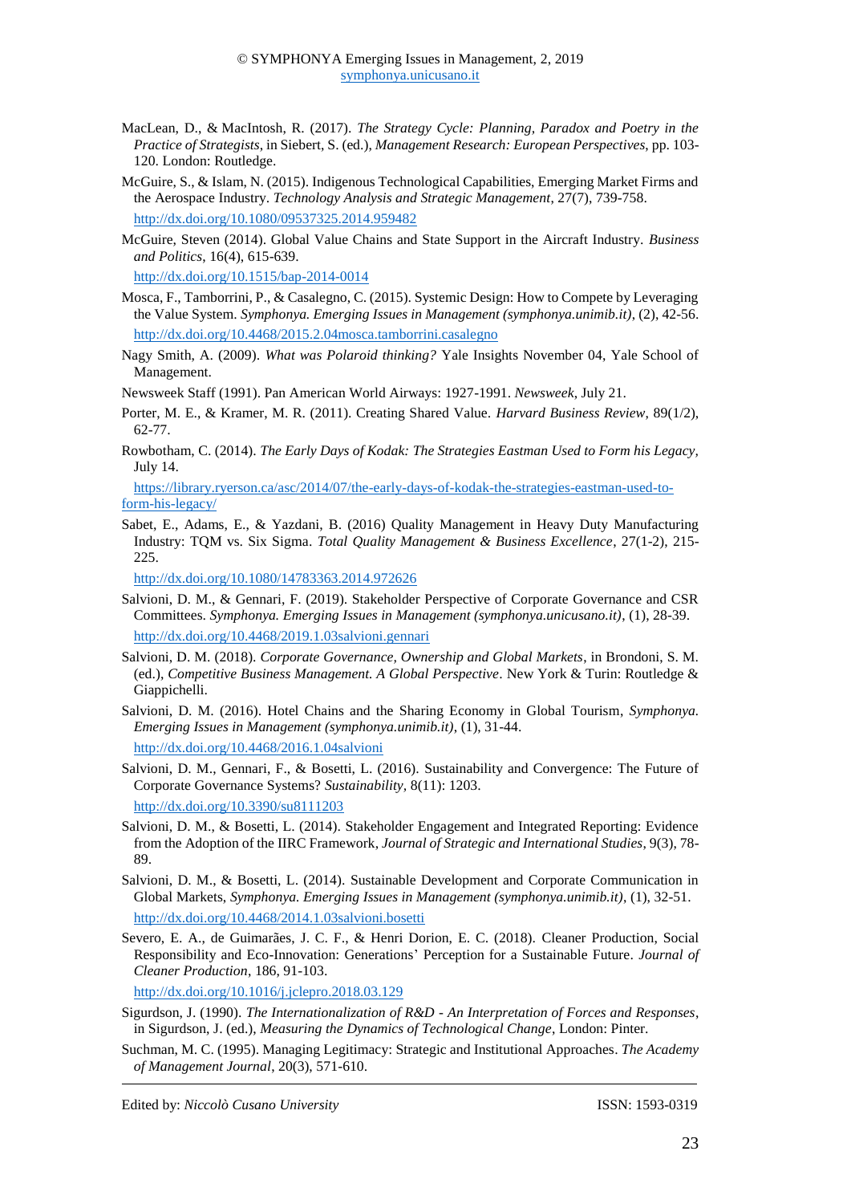MacLean, D., & MacIntosh, R. (2017). *The Strategy Cycle: Planning, Paradox and Poetry in the Practice of Strategists*, in Siebert, S. (ed.), *Management Research: European Perspectives*, pp. 103-120. London: Routledge.

McGuire, S., & Islam, N. (2015). Indigenous Technological Capabilities, Emerging Market Firms and the Aerospace Industry. *Technology Analysis and Strategic Management*, 27(7), 739-758. http://dx.doi.org/10.1080/09537325.2014.959482

McGuire, Steven (2014). Global Value Chains and State Support in the Aircraft Industry. *Business and Politics*, 16(4), 615-639. http://dx.doi.org/10.1515/bap-2014-0014

Mosca, F., Tamborrini, P., & Casalegno, C. (2015). Systemic Design: How to Compete by Leveraging the Value System. *Symphonya. Emerging Issues in Management (symphonya.unimib.it)*, (2), 42-56. http://dx.doi.org/10.4468/2015.2.04mosca.tamborrini.casalegno

Nagy Smith, A. (2009). *What was Polaroid thinking?* Yale Insights November 04, Yale School of Management.

Newsweek Staff (1991). Pan American World Airways: 1927-1991. *Newsweek*, July 21.

Porter, M. E., & Kramer, M. R. (2011). Creating Shared Value. *Harvard Business Review*, 89(1/2), 62-77.

Rowbotham, C. (2014). *The Early Days of Kodak: The Strategies Eastman Used to Form his Legacy*, July 14. https://library.ryerson.ca/asc/2014/07/the-early-days-of-kodak-the-strategies-eastman-used-to-form-his-legacy/

Sabet, E., Adams, E., & Yazdani, B. (2016) Quality Management in Heavy Duty Manufacturing Industry: TQM vs. Six Sigma. *Total Quality Management & Business Excellence*, 27(1-2), 215-225. http://dx.doi.org/10.1080/14783363.2014.972626

Salvioni, D. M., & Gennari, F. (2019). Stakeholder Perspective of Corporate Governance and CSR Committees. *Symphonya. Emerging Issues in Management (symphonya.unicusano.it)*, (1), 28-39. http://dx.doi.org/10.4468/2019.1.03salvioni.gennari

Salvioni, D. M. (2018). *Corporate Governance, Ownership and Global Markets*, in Brondoni, S. M. (ed.), *Competitive Business Management. A Global Perspective*. New York & Turin: Routledge & Giappichelli.

Salvioni, D. M. (2016). Hotel Chains and the Sharing Economy in Global Tourism, *Symphonya. Emerging Issues in Management (symphonya.unimib.it)*, (1), 31-44. http://dx.doi.org/10.4468/2016.1.04salvioni

Salvioni, D. M., Gennari, F., & Bosetti, L. (2016). Sustainability and Convergence: The Future of Corporate Governance Systems? *Sustainability*, 8(11): 1203. http://dx.doi.org/10.3390/su8111203

Salvioni, D. M., & Bosetti, L. (2014). Stakeholder Engagement and Integrated Reporting: Evidence from the Adoption of the IIRC Framework, *Journal of Strategic and International Studies*, 9(3), 78-89.

Salvioni, D. M., & Bosetti, L. (2014). Sustainable Development and Corporate Communication in Global Markets, *Symphonya. Emerging Issues in Management (symphonya.unimib.it)*, (1), 32-51. http://dx.doi.org/10.4468/2014.1.03salvioni.bosetti

Severo, E. A., de Guimarães, J. C. F., & Henri Dorion, E. C. (2018). Cleaner Production, Social Responsibility and Eco-Innovation: Generations' Perception for a Sustainable Future. *Journal of Cleaner Production*, 186, 91-103. http://dx.doi.org/10.1016/j.jclepro.2018.03.129

Sigurdson, J. (1990). *The Internationalization of R&D - An Interpretation of Forces and Responses*, in Sigurdson, J. (ed.), *Measuring the Dynamics of Technological Change*, London: Pinter.

Suchman, M. C. (1995). Managing Legitimacy: Strategic and Institutional Approaches. *The Academy of Management Journal*, 20(3), 571-610.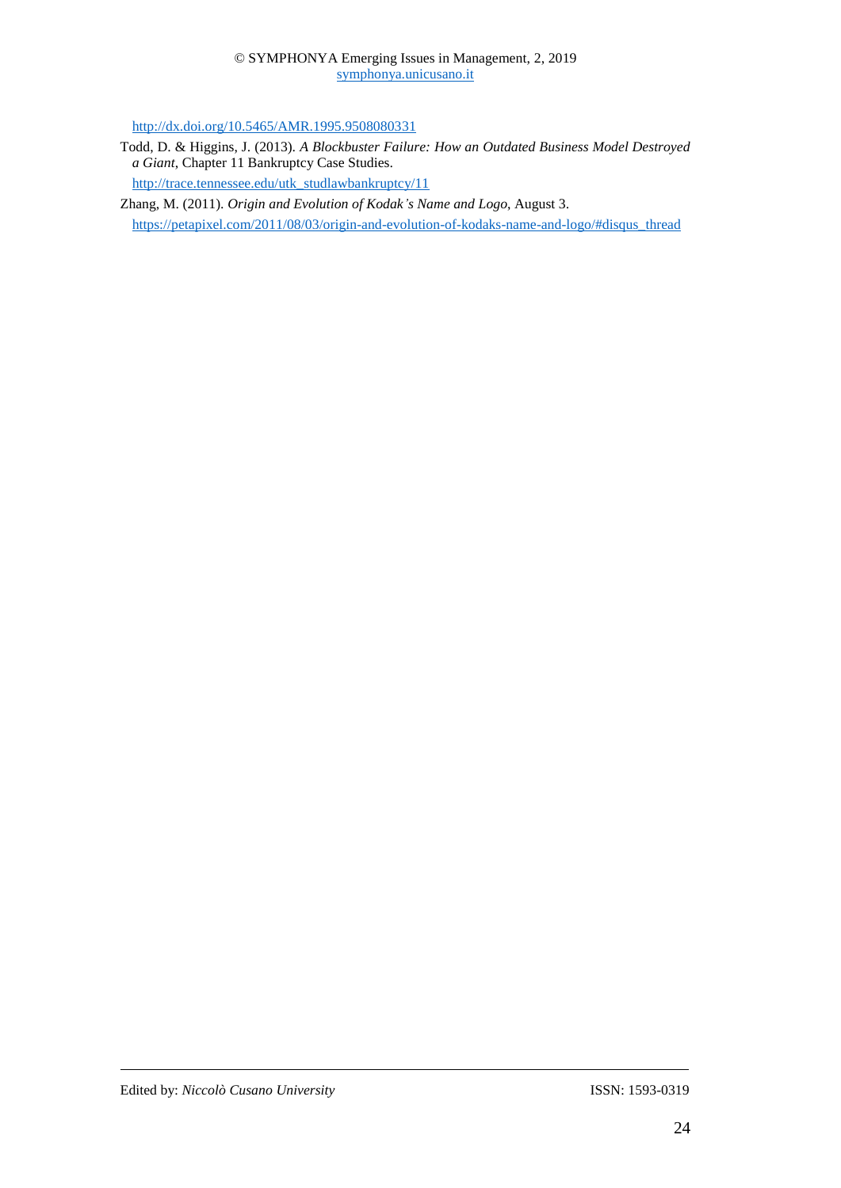http://dx.doi.org/10.5465/AMR.1995.9508080331

Todd, D. & Higgins, J. (2013). *A Blockbuster Failure: How an Outdated Business Model Destroyed a Giant*, Chapter 11 Bankruptcy Case Studies.
http://trace.tennessee.edu/utk_studlawbankruptcy/11

Zhang, M. (2011). *Origin and Evolution of Kodak's Name and Logo*, August 3.
https://petapixel.com/2011/08/03/origin-and-evolution-of-kodaks-name-and-logo/#disqus_thread